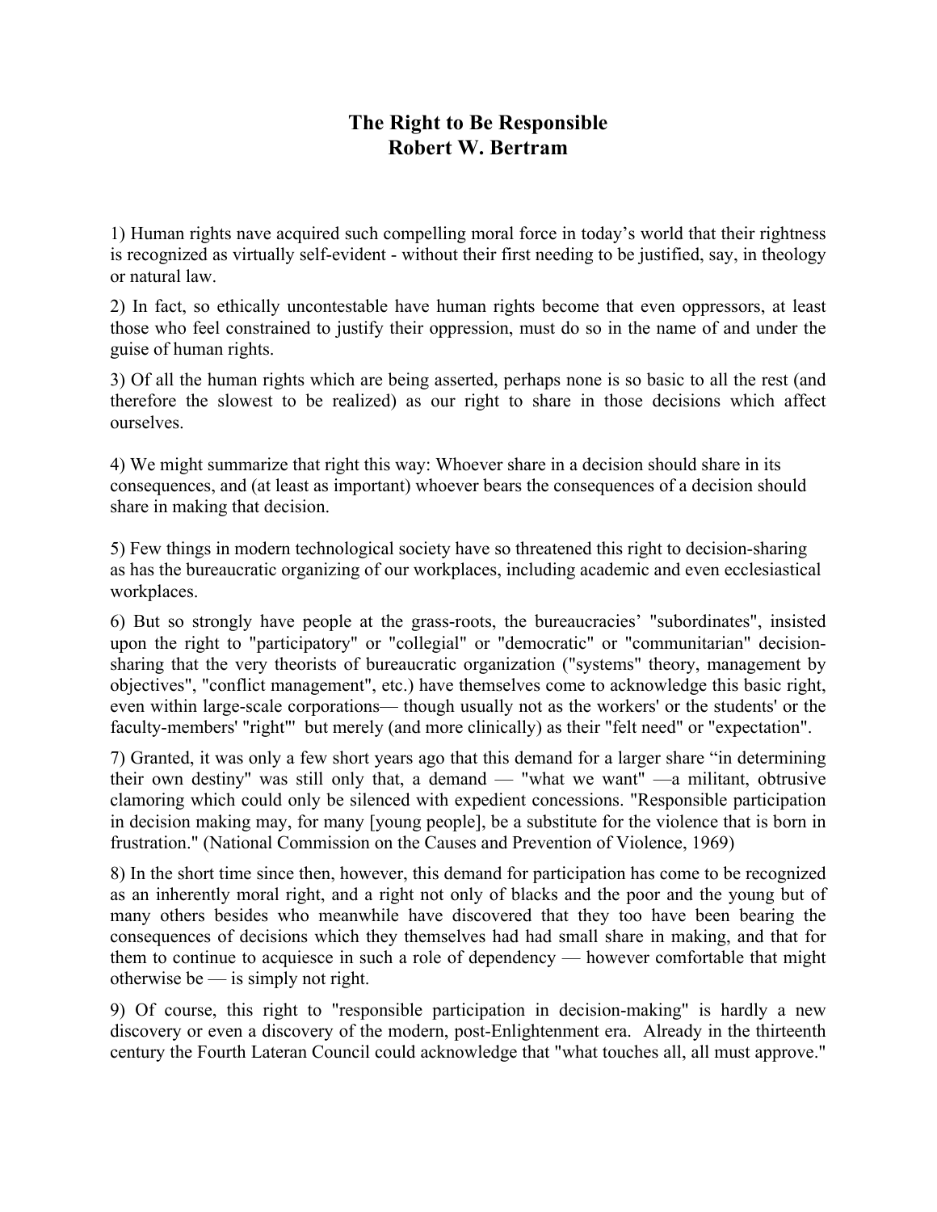# The Right to Be Responsible
## Robert W. Bertram

1) Human rights nave acquired such compelling moral force in today's world that their rightness is recognized as virtually self-evident - without their first needing to be justified, say, in theology or natural law.

2) In fact, so ethically uncontestable have human rights become that even oppressors, at least those who feel constrained to justify their oppression, must do so in the name of and under the guise of human rights.

3) Of all the human rights which are being asserted, perhaps none is so basic to all the rest (and therefore the slowest to be realized) as our right to share in those decisions which affect ourselves.

4) We might summarize that right this way: Whoever share in a decision should share in its consequences, and (at least as important) whoever bears the consequences of a decision should share in making that decision.

5) Few things in modern technological society have so threatened this right to decision-sharing as has the bureaucratic organizing of our workplaces, including academic and even ecclesiastical workplaces.

6) But so strongly have people at the grass-roots, the bureaucracies' "subordinates", insisted upon the right to "participatory" or "collegial" or "democratic" or "communitarian" decision-sharing that the very theorists of bureaucratic organization ("systems" theory, management by objectives", "conflict management", etc.) have themselves come to acknowledge this basic right, even within large-scale corporations— though usually not as the workers' or the students' or the faculty-members' "right"' but merely (and more clinically) as their "felt need" or "expectation".

7) Granted, it was only a few short years ago that this demand for a larger share "in determining their own destiny" was still only that, a demand — "what we want" —a militant, obtrusive clamoring which could only be silenced with expedient concessions. "Responsible participation in decision making may, for many [young people], be a substitute for the violence that is born in frustration." (National Commission on the Causes and Prevention of Violence, 1969)

8) In the short time since then, however, this demand for participation has come to be recognized as an inherently moral right, and a right not only of blacks and the poor and the young but of many others besides who meanwhile have discovered that they too have been bearing the consequences of decisions which they themselves had had small share in making, and that for them to continue to acquiesce in such a role of dependency — however comfortable that might otherwise be — is simply not right.

9) Of course, this right to "responsible participation in decision-making" is hardly a new discovery or even a discovery of the modern, post-Enlightenment era. Already in the thirteenth century the Fourth Lateran Council could acknowledge that "what touches all, all must approve."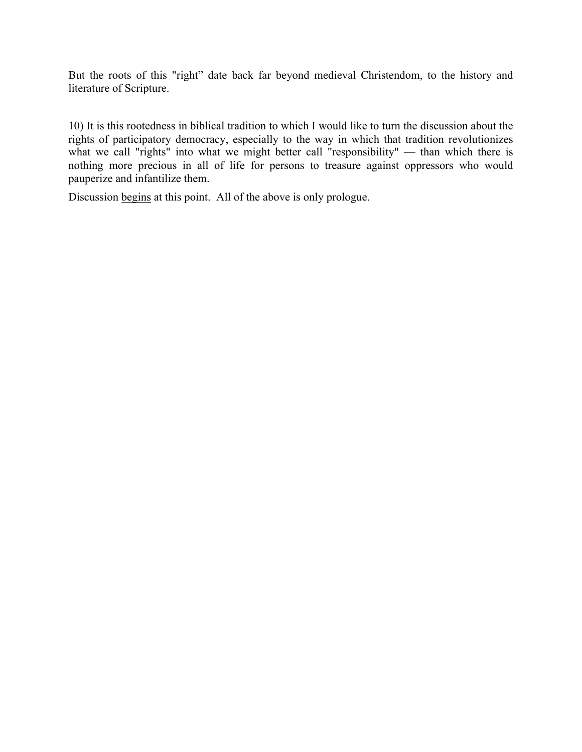But the roots of this "right" date back far beyond medieval Christendom, to the history and literature of Scripture.

10) It is this rootedness in biblical tradition to which I would like to turn the discussion about the rights of participatory democracy, especially to the way in which that tradition revolutionizes what we call "rights" into what we might better call "responsibility" — than which there is nothing more precious in all of life for persons to treasure against oppressors who would pauperize and infantilize them.

Discussion <u>begins</u> at this point. All of the above is only prologue.